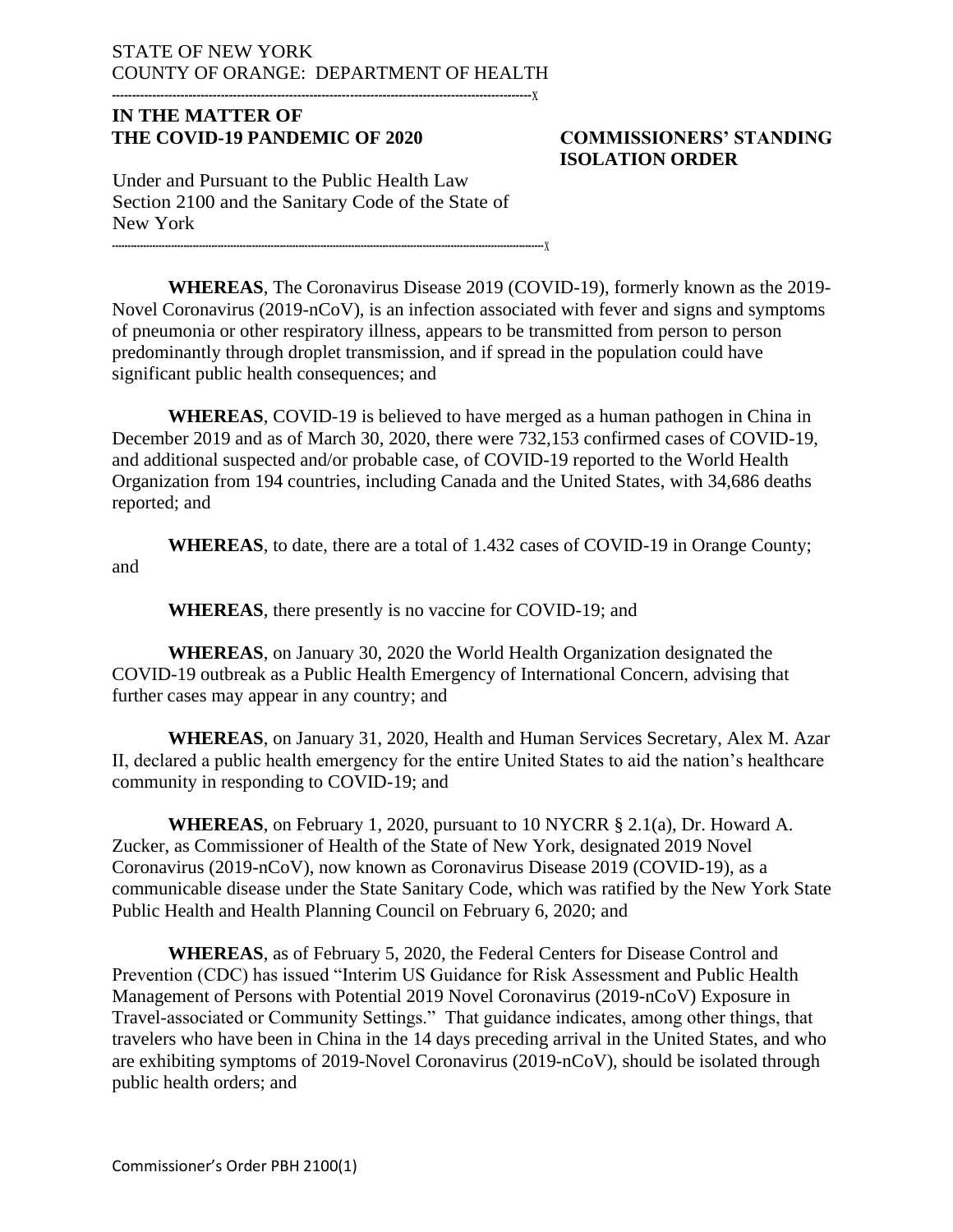STATE OF NEW YORK
COUNTY OF ORANGE: DEPARTMENT OF HEALTH

---

**IN THE MATTER OF**
**THE COVID-19 PANDEMIC OF 2020**

Under and Pursuant to the Public Health Law Section 2100 and the Sanitary Code of the State of New York

---

**COMMISSIONERS' STANDING ISOLATION ORDER**

**WHEREAS**, The Coronavirus Disease 2019 (COVID-19), formerly known as the 2019-Novel Coronavirus (2019-nCoV), is an infection associated with fever and signs and symptoms of pneumonia or other respiratory illness, appears to be transmitted from person to person predominantly through droplet transmission, and if spread in the population could have significant public health consequences; and

**WHEREAS**, COVID-19 is believed to have merged as a human pathogen in China in December 2019 and as of March 30, 2020, there were 732,153 confirmed cases of COVID-19, and additional suspected and/or probable case, of COVID-19 reported to the World Health Organization from 194 countries, including Canada and the United States, with 34,686 deaths reported; and

**WHEREAS**, to date, there are a total of 1.432 cases of COVID-19 in Orange County; and

**WHEREAS**, there presently is no vaccine for COVID-19; and

**WHEREAS**, on January 30, 2020 the World Health Organization designated the COVID-19 outbreak as a Public Health Emergency of International Concern, advising that further cases may appear in any country; and

**WHEREAS**, on January 31, 2020, Health and Human Services Secretary, Alex M. Azar II, declared a public health emergency for the entire United States to aid the nation's healthcare community in responding to COVID-19; and

**WHEREAS**, on February 1, 2020, pursuant to 10 NYCRR § 2.1(a), Dr. Howard A. Zucker, as Commissioner of Health of the State of New York, designated 2019 Novel Coronavirus (2019-nCoV), now known as Coronavirus Disease 2019 (COVID-19), as a communicable disease under the State Sanitary Code, which was ratified by the New York State Public Health and Health Planning Council on February 6, 2020; and

**WHEREAS**, as of February 5, 2020, the Federal Centers for Disease Control and Prevention (CDC) has issued "Interim US Guidance for Risk Assessment and Public Health Management of Persons with Potential 2019 Novel Coronavirus (2019-nCoV) Exposure in Travel-associated or Community Settings." That guidance indicates, among other things, that travelers who have been in China in the 14 days preceding arrival in the United States, and who are exhibiting symptoms of 2019-Novel Coronavirus (2019-nCoV), should be isolated through public health orders; and

Commissioner's Order PBH 2100(1)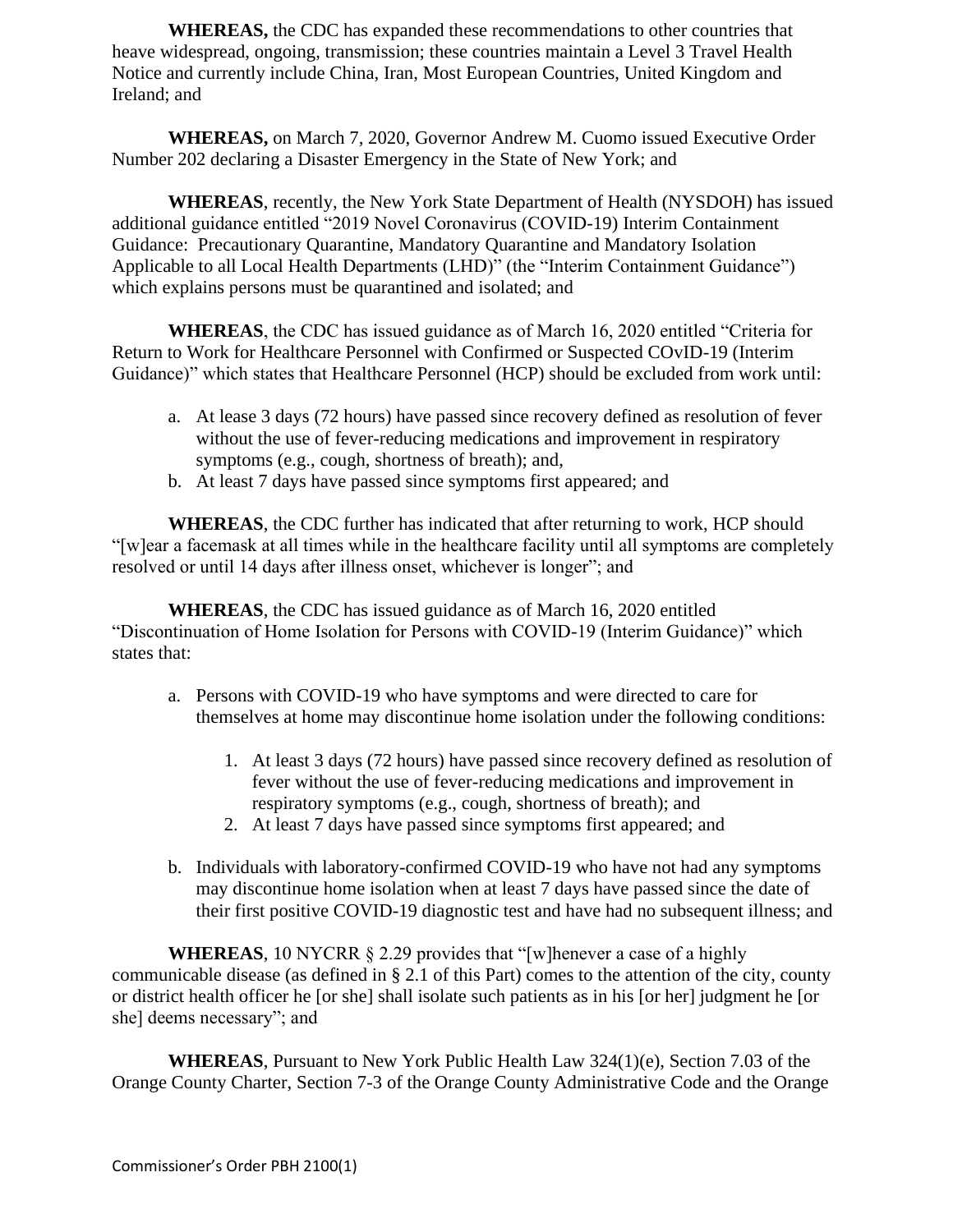**WHEREAS,** the CDC has expanded these recommendations to other countries that heave widespread, ongoing, transmission; these countries maintain a Level 3 Travel Health Notice and currently include China, Iran, Most European Countries, United Kingdom and Ireland; and

**WHEREAS,** on March 7, 2020, Governor Andrew M. Cuomo issued Executive Order Number 202 declaring a Disaster Emergency in the State of New York; and

**WHEREAS**, recently, the New York State Department of Health (NYSDOH) has issued additional guidance entitled "2019 Novel Coronavirus (COVID-19) Interim Containment Guidance: Precautionary Quarantine, Mandatory Quarantine and Mandatory Isolation Applicable to all Local Health Departments (LHD)" (the "Interim Containment Guidance") which explains persons must be quarantined and isolated; and

**WHEREAS**, the CDC has issued guidance as of March 16, 2020 entitled "Criteria for Return to Work for Healthcare Personnel with Confirmed or Suspected COvID-19 (Interim Guidance)" which states that Healthcare Personnel (HCP) should be excluded from work until:

a. At lease 3 days (72 hours) have passed since recovery defined as resolution of fever without the use of fever-reducing medications and improvement in respiratory symptoms (e.g., cough, shortness of breath); and,
b. At least 7 days have passed since symptoms first appeared; and

**WHEREAS**, the CDC further has indicated that after returning to work, HCP should "[w]ear a facemask at all times while in the healthcare facility until all symptoms are completely resolved or until 14 days after illness onset, whichever is longer"; and

**WHEREAS**, the CDC has issued guidance as of March 16, 2020 entitled "Discontinuation of Home Isolation for Persons with COVID-19 (Interim Guidance)" which states that:

a. Persons with COVID-19 who have symptoms and were directed to care for themselves at home may discontinue home isolation under the following conditions:

    1. At least 3 days (72 hours) have passed since recovery defined as resolution of fever without the use of fever-reducing medications and improvement in respiratory symptoms (e.g., cough, shortness of breath); and
    2. At least 7 days have passed since symptoms first appeared; and

b. Individuals with laboratory-confirmed COVID-19 who have not had any symptoms may discontinue home isolation when at least 7 days have passed since the date of their first positive COVID-19 diagnostic test and have had no subsequent illness; and

**WHEREAS**, 10 NYCRR § 2.29 provides that "[w]henever a case of a highly communicable disease (as defined in § 2.1 of this Part) comes to the attention of the city, county or district health officer he [or she] shall isolate such patients as in his [or her] judgment he [or she] deems necessary"; and

**WHEREAS**, Pursuant to New York Public Health Law 324(1)(e), Section 7.03 of the Orange County Charter, Section 7-3 of the Orange County Administrative Code and the Orange

Commissioner's Order PBH 2100(1)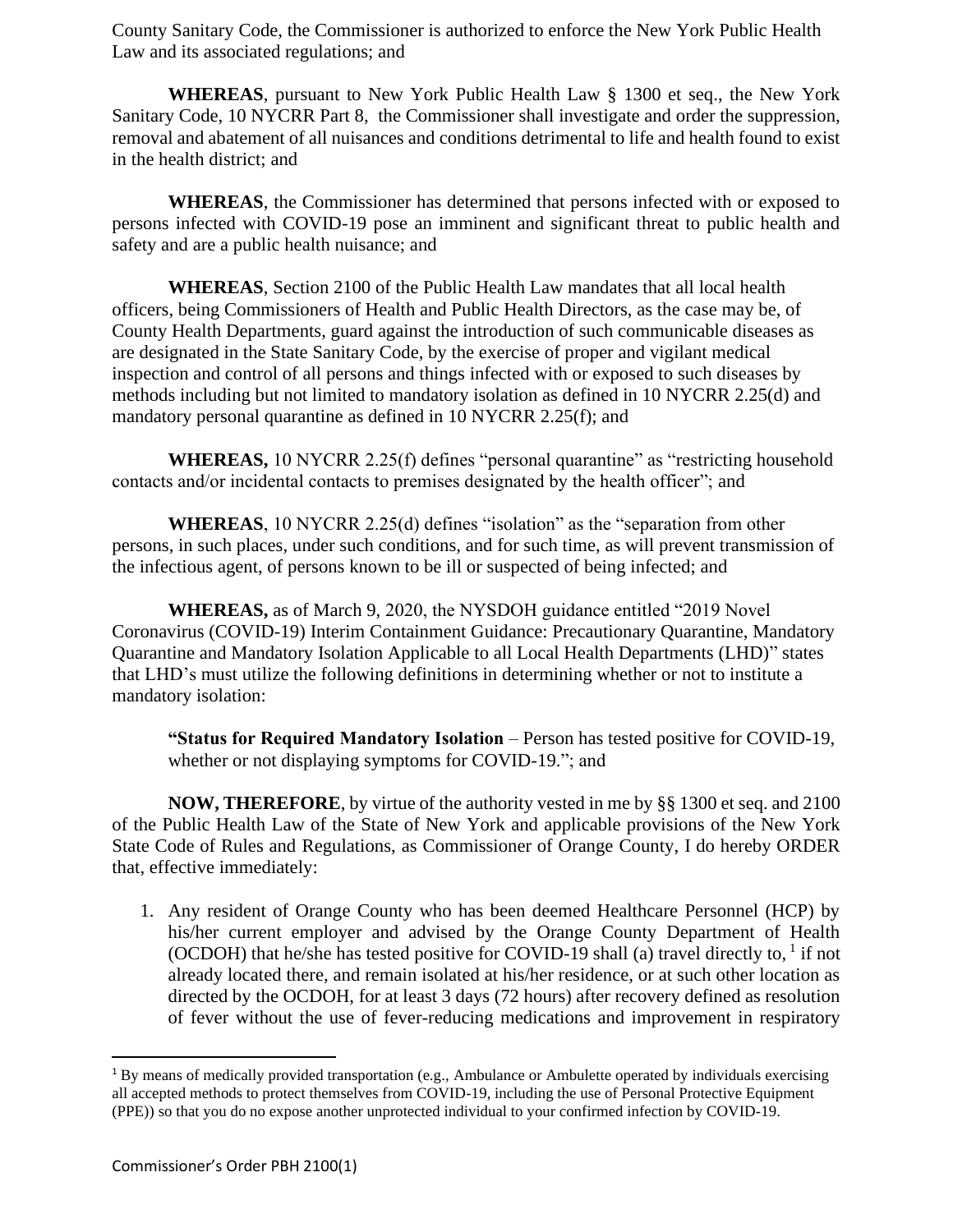County Sanitary Code, the Commissioner is authorized to enforce the New York Public Health Law and its associated regulations; and

**WHEREAS**, pursuant to New York Public Health Law § 1300 et seq., the New York Sanitary Code, 10 NYCRR Part 8, the Commissioner shall investigate and order the suppression, removal and abatement of all nuisances and conditions detrimental to life and health found to exist in the health district; and

**WHEREAS**, the Commissioner has determined that persons infected with or exposed to persons infected with COVID-19 pose an imminent and significant threat to public health and safety and are a public health nuisance; and

**WHEREAS**, Section 2100 of the Public Health Law mandates that all local health officers, being Commissioners of Health and Public Health Directors, as the case may be, of County Health Departments, guard against the introduction of such communicable diseases as are designated in the State Sanitary Code, by the exercise of proper and vigilant medical inspection and control of all persons and things infected with or exposed to such diseases by methods including but not limited to mandatory isolation as defined in 10 NYCRR 2.25(d) and mandatory personal quarantine as defined in 10 NYCRR 2.25(f); and

**WHEREAS,** 10 NYCRR 2.25(f) defines "personal quarantine" as "restricting household contacts and/or incidental contacts to premises designated by the health officer"; and

**WHEREAS**, 10 NYCRR 2.25(d) defines "isolation" as the "separation from other persons, in such places, under such conditions, and for such time, as will prevent transmission of the infectious agent, of persons known to be ill or suspected of being infected; and

**WHEREAS,** as of March 9, 2020, the NYSDOH guidance entitled "2019 Novel Coronavirus (COVID-19) Interim Containment Guidance: Precautionary Quarantine, Mandatory Quarantine and Mandatory Isolation Applicable to all Local Health Departments (LHD)" states that LHD's must utilize the following definitions in determining whether or not to institute a mandatory isolation:

> **"Status for Required Mandatory Isolation** – Person has tested positive for COVID-19, whether or not displaying symptoms for COVID-19."; and

**NOW, THEREFORE**, by virtue of the authority vested in me by §§ 1300 et seq. and 2100 of the Public Health Law of the State of New York and applicable provisions of the New York State Code of Rules and Regulations, as Commissioner of Orange County, I do hereby ORDER that, effective immediately:

1. Any resident of Orange County who has been deemed Healthcare Personnel (HCP) by his/her current employer and advised by the Orange County Department of Health (OCDOH) that he/she has tested positive for COVID-19 shall (a) travel directly to, [1] if not already located there, and remain isolated at his/her residence, or at such other location as directed by the OCDOH, for at least 3 days (72 hours) after recovery defined as resolution of fever without the use of fever-reducing medications and improvement in respiratory

[1] By means of medically provided transportation (e.g., Ambulance or Ambulette operated by individuals exercising all accepted methods to protect themselves from COVID-19, including the use of Personal Protective Equipment (PPE)) so that you do no expose another unprotected individual to your confirmed infection by COVID-19.

Commissioner's Order PBH 2100(1)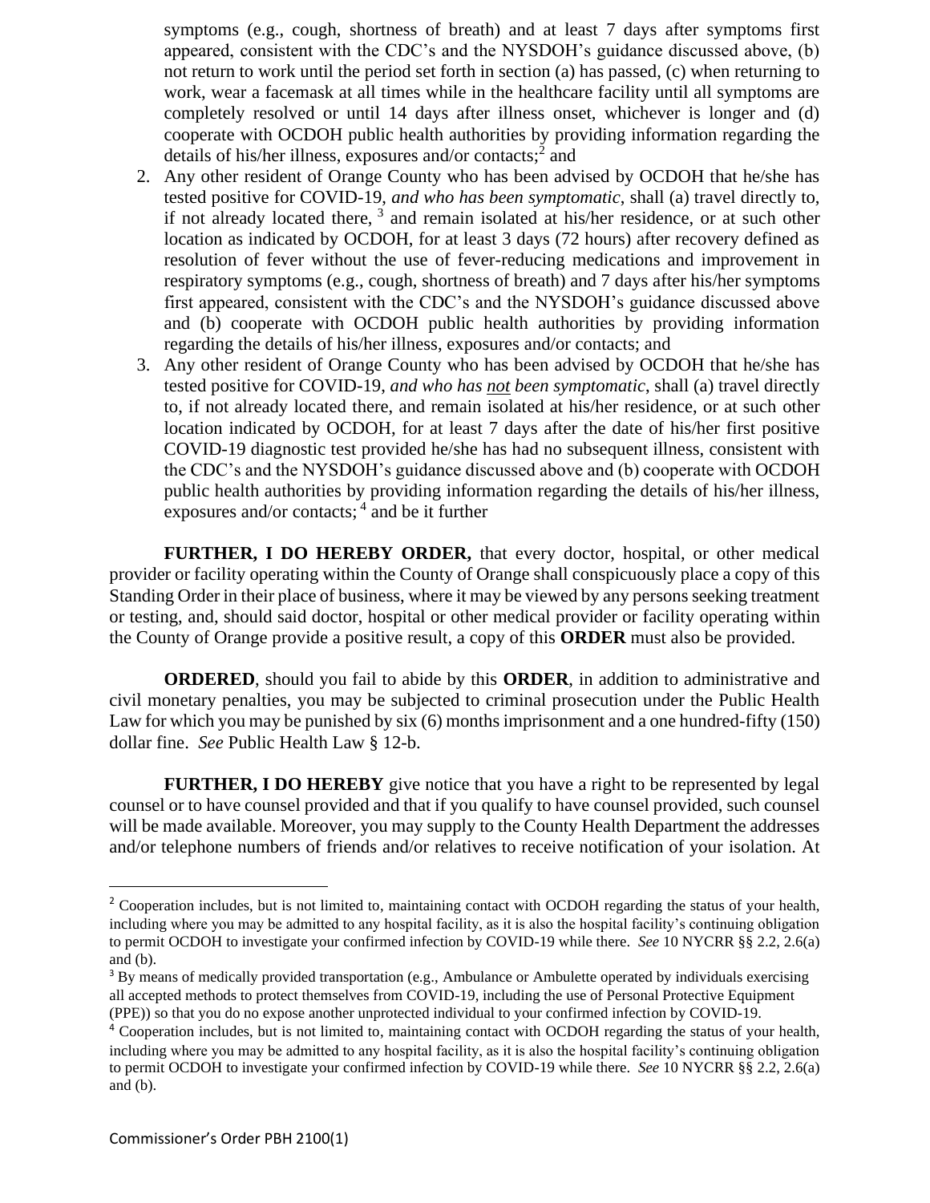symptoms (e.g., cough, shortness of breath) and at least 7 days after symptoms first appeared, consistent with the CDC's and the NYSDOH's guidance discussed above, (b) not return to work until the period set forth in section (a) has passed, (c) when returning to work, wear a facemask at all times while in the healthcare facility until all symptoms are completely resolved or until 14 days after illness onset, whichever is longer and (d) cooperate with OCDOH public health authorities by providing information regarding the details of his/her illness, exposures and/or contacts;[2] and

2. Any other resident of Orange County who has been advised by OCDOH that he/she has tested positive for COVID-19, *and who has been symptomatic*, shall (a) travel directly to, if not already located there, [3] and remain isolated at his/her residence, or at such other location as indicated by OCDOH, for at least 3 days (72 hours) after recovery defined as resolution of fever without the use of fever-reducing medications and improvement in respiratory symptoms (e.g., cough, shortness of breath) and 7 days after his/her symptoms first appeared, consistent with the CDC's and the NYSDOH's guidance discussed above and (b) cooperate with OCDOH public health authorities by providing information regarding the details of his/her illness, exposures and/or contacts; and
3. Any other resident of Orange County who has been advised by OCDOH that he/she has tested positive for COVID-19, *and who has not been symptomatic*, shall (a) travel directly to, if not already located there, and remain isolated at his/her residence, or at such other location indicated by OCDOH, for at least 7 days after the date of his/her first positive COVID-19 diagnostic test provided he/she has had no subsequent illness, consistent with the CDC's and the NYSDOH's guidance discussed above and (b) cooperate with OCDOH public health authorities by providing information regarding the details of his/her illness, exposures and/or contacts; [4] and be it further

**FURTHER, I DO HEREBY ORDER,** that every doctor, hospital, or other medical provider or facility operating within the County of Orange shall conspicuously place a copy of this Standing Order in their place of business, where it may be viewed by any persons seeking treatment or testing, and, should said doctor, hospital or other medical provider or facility operating within the County of Orange provide a positive result, a copy of this **ORDER** must also be provided.

**ORDERED**, should you fail to abide by this **ORDER**, in addition to administrative and civil monetary penalties, you may be subjected to criminal prosecution under the Public Health Law for which you may be punished by six (6) months imprisonment and a one hundred-fifty (150) dollar fine. *See* Public Health Law § 12-b.

**FURTHER, I DO HEREBY** give notice that you have a right to be represented by legal counsel or to have counsel provided and that if you qualify to have counsel provided, such counsel will be made available. Moreover, you may supply to the County Health Department the addresses and/or telephone numbers of friends and/or relatives to receive notification of your isolation. At

---

[2] Cooperation includes, but is not limited to, maintaining contact with OCDOH regarding the status of your health, including where you may be admitted to any hospital facility, as it is also the hospital facility's continuing obligation to permit OCDOH to investigate your confirmed infection by COVID-19 while there. *See* 10 NYCRR §§ 2.2, 2.6(a) and (b).

[3] By means of medically provided transportation (e.g., Ambulance or Ambulette operated by individuals exercising all accepted methods to protect themselves from COVID-19, including the use of Personal Protective Equipment (PPE)) so that you do no expose another unprotected individual to your confirmed infection by COVID-19.

[4] Cooperation includes, but is not limited to, maintaining contact with OCDOH regarding the status of your health, including where you may be admitted to any hospital facility, as it is also the hospital facility's continuing obligation to permit OCDOH to investigate your confirmed infection by COVID-19 while there. *See* 10 NYCRR §§ 2.2, 2.6(a) and (b).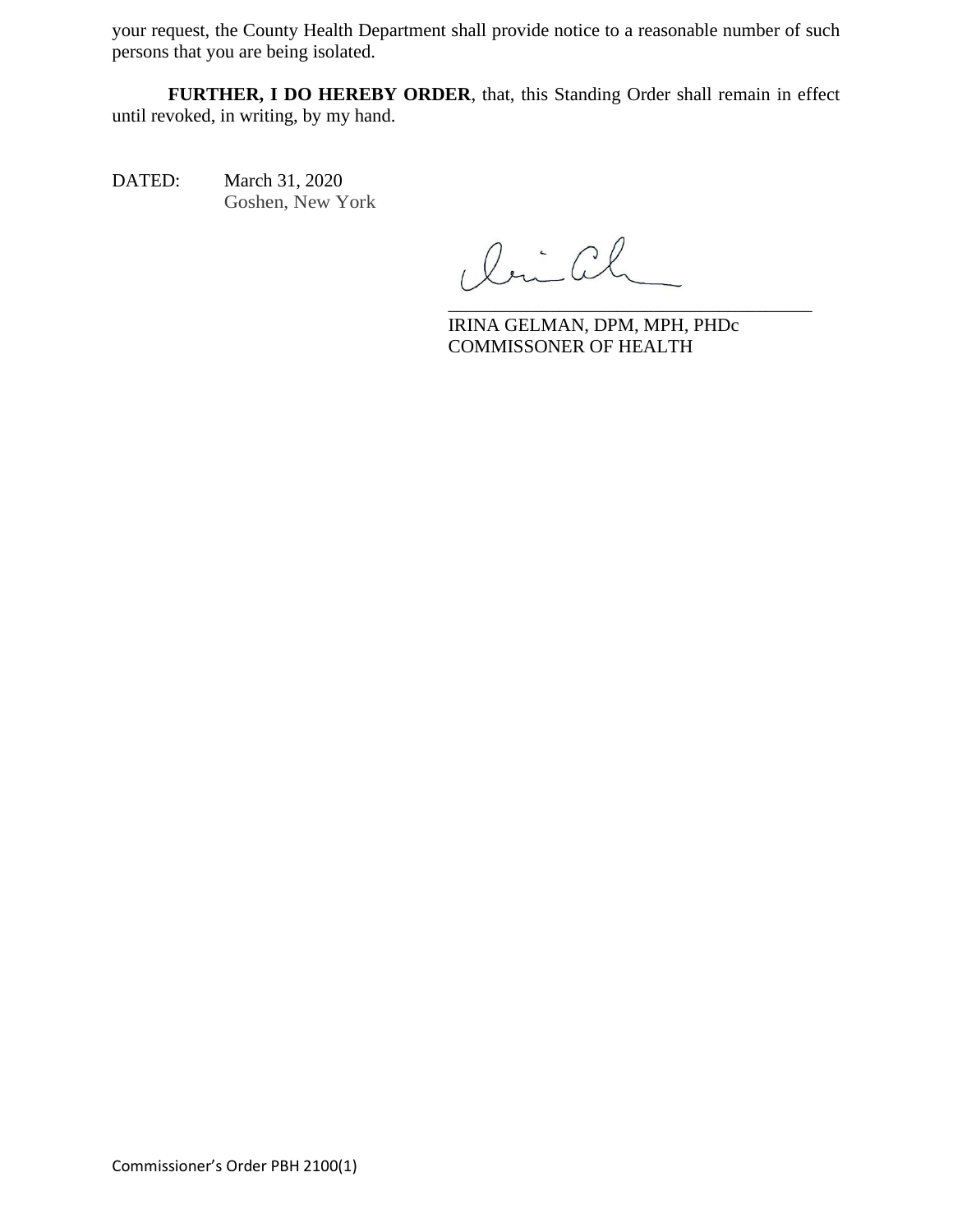your request, the County Health Department shall provide notice to a reasonable number of such persons that you are being isolated.

**FURTHER, I DO HEREBY ORDER**, that, this Standing Order shall remain in effect until revoked, in writing, by my hand.

DATED: March 31, 2020
Goshen, New York

IRINA GELMAN, DPM, MPH, PHDc
COMMISSONER OF HEALTH

Commissioner's Order PBH 2100(1)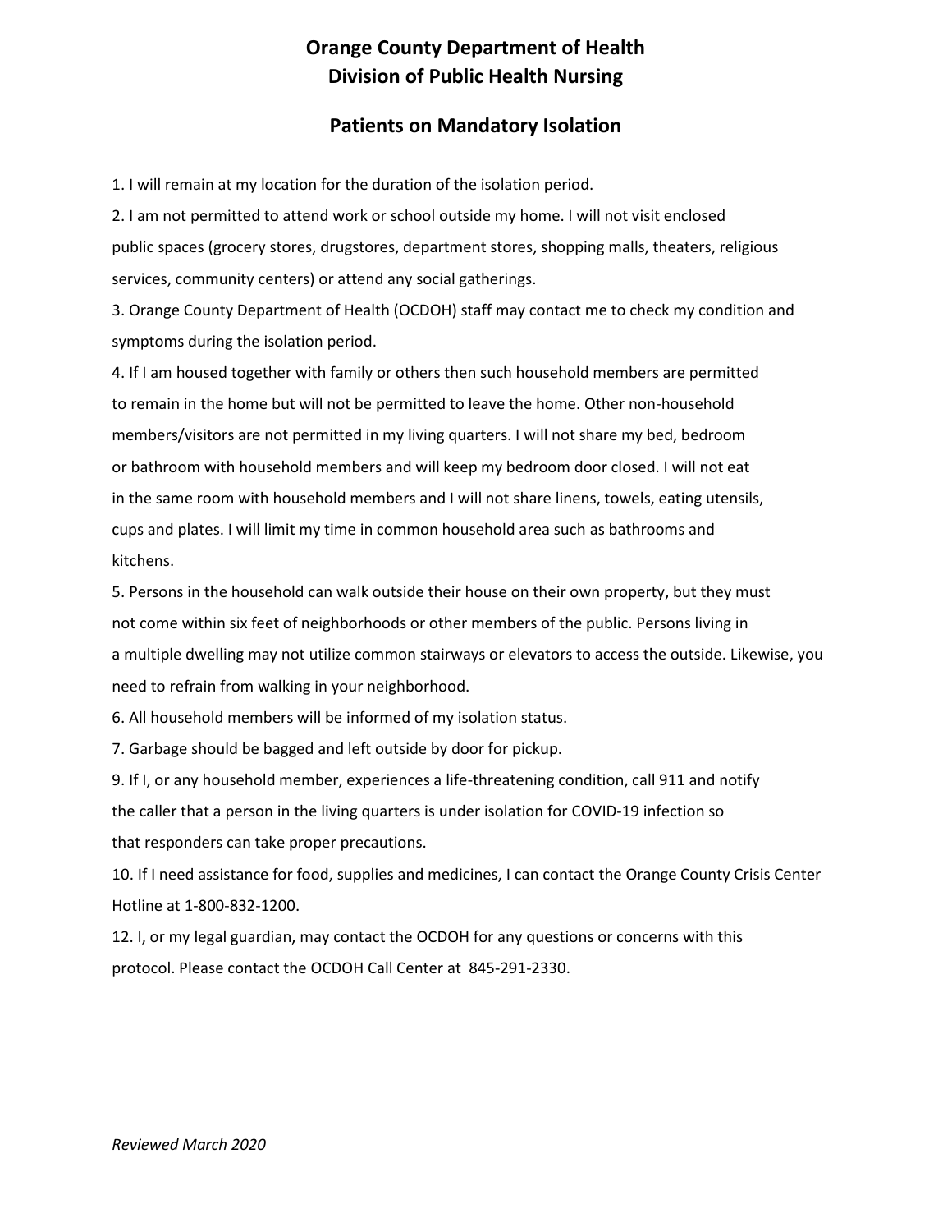# Orange County Department of Health
## Division of Public Health Nursing

## <u>Patients on Mandatory Isolation</u>

1. I will remain at my location for the duration of the isolation period.
2. I am not permitted to attend work or school outside my home. I will not visit enclosed public spaces (grocery stores, drugstores, department stores, shopping malls, theaters, religious services, community centers) or attend any social gatherings.
3. Orange County Department of Health (OCDOH) staff may contact me to check my condition and symptoms during the isolation period.
4. If I am housed together with family or others then such household members are permitted to remain in the home but will not be permitted to leave the home. Other non-household members/visitors are not permitted in my living quarters. I will not share my bed, bedroom or bathroom with household members and will keep my bedroom door closed. I will not eat in the same room with household members and I will not share linens, towels, eating utensils, cups and plates. I will limit my time in common household area such as bathrooms and kitchens.
5. Persons in the household can walk outside their house on their own property, but they must not come within six feet of neighborhoods or other members of the public. Persons living in a multiple dwelling may not utilize common stairways or elevators to access the outside. Likewise, you need to refrain from walking in your neighborhood.
6. All household members will be informed of my isolation status.
7. Garbage should be bagged and left outside by door for pickup.

9. If I, or any household member, experiences a life-threatening condition, call 911 and notify the caller that a person in the living quarters is under isolation for COVID-19 infection so that responders can take proper precautions.
10. If I need assistance for food, supplies and medicines, I can contact the Orange County Crisis Center Hotline at 1-800-832-1200.

12. I, or my legal guardian, may contact the OCDOH for any questions or concerns with this protocol. Please contact the OCDOH Call Center at 845-291-2330.

*Reviewed March 2020*